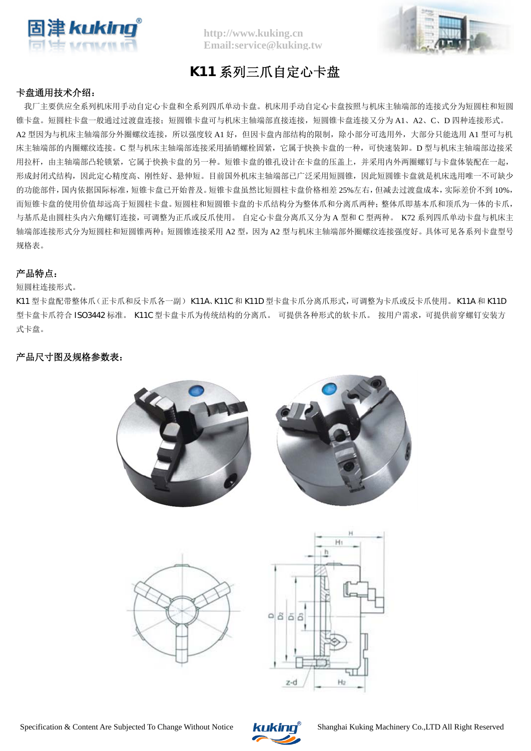# K11 系列三爪自定心卡盘

## 卡盘通用技术介绍：

我厂主要供应全系列机床用手动自定心卡盘和全系列四爪单动卡盘。机床用手动自定心卡盘按照与机床主轴端部的连接式分为短圆柱和短圆锥卡盘。短圆柱卡盘一般通过过渡盘连接；短圆锥卡盘可与机床主轴端部直接连接，短圆锥卡盘连接又分为 A1、A2、C、D 四种连接形式。A2 型因为与机床主轴端部分外圈螺纹连接，所以强度较 A1 好，但因卡盘内部结构的限制，除小部分可选用外，大部分只能选用 A1 型可与机床主轴端部的内圈螺纹连接。C 型与机床主轴端部连接采用插销螺栓固紧，它属于快换卡盘的一种，可快速装卸。D 型与机床主轴端部边接采用拉杆，由主轴端部凸轮锁紧，它属于快换卡盘的另一种。短锥卡盘的锥孔设计在卡盘的压盖上，并采用内外两圈螺钉与卡盘体装配在一起，形成封闭式结构，因此定心精度高、刚性好、悬伸短。目前国外机床主轴端部已广泛采用短圆锥，因此短圆锥卡盘就是机床选用唯一不可缺少的功能部件，国内依据国际标准，短锥卡盘已开始普及。短锥卡盘虽然比短圆柱卡盘价格相差 25%左右，但减去过渡盘成本，实际差价不到 10%，而短锥卡盘的使用价值却远高于短圆柱卡盘。短圆柱和短圆锥卡盘的卡爪结构分为整体爪和分离爪两种；整体爪即基本爪和顶爪为一体的卡爪，与基爪是由圆柱头内六角螺钉连接，可调整为正爪或反爪使用。 自定心卡盘分离爪又分为 A 型和 C 型两种。 K72 系列四爪单动卡盘与机床主轴端部连接形式分为短圆柱和短圆锥两种；短圆锥连接采用 A2 型，因为 A2 型与机床主轴端部外圈螺纹连接强度好。具体可见各系列卡盘型号规格表。

## 产品特点：

短圆柱连接形式。

K11 型卡盘配带整体爪（正卡爪和反卡爪各一副） K11A、K11C 和 K11D 型卡盘卡爪分离爪形式，可调整为卡爪或反卡爪使用。 K11A 和 K11D 型卡盘卡爪符合 ISO3442 标准。 K11C 型卡盘卡爪为传统结构的分离爪。 可提供各种形式的软卡爪。 按用户需求，可提供前穿螺钉安装方式卡盘。

## 产品尺寸图及规格参数表：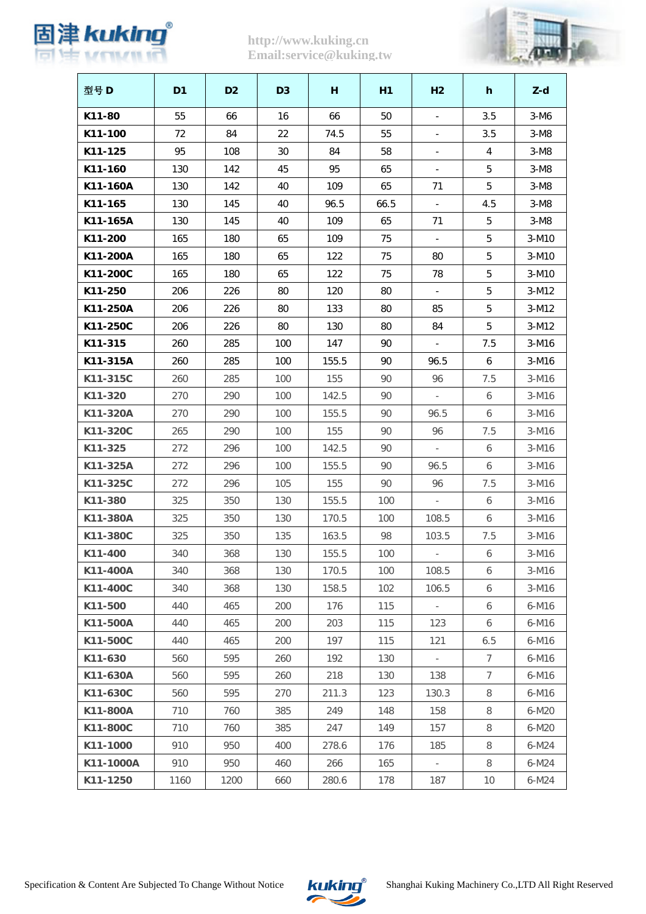| 型号 D | D1 | D2 | D3 | H | H1 | H2 | h | Z-d |
|---|---|---|---|---|---|---|---|---|
| K11-80 | 55 | 66 | 16 | 66 | 50 | - | 3.5 | 3-M6 |
| K11-100 | 72 | 84 | 22 | 74.5 | 55 | - | 3.5 | 3-M8 |
| K11-125 | 95 | 108 | 30 | 84 | 58 | - | 4 | 3-M8 |
| K11-160 | 130 | 142 | 45 | 95 | 65 | - | 5 | 3-M8 |
| K11-160A | 130 | 142 | 40 | 109 | 65 | 71 | 5 | 3-M8 |
| K11-165 | 130 | 145 | 40 | 96.5 | 66.5 | - | 4.5 | 3-M8 |
| K11-165A | 130 | 145 | 40 | 109 | 65 | 71 | 5 | 3-M8 |
| K11-200 | 165 | 180 | 65 | 109 | 75 | - | 5 | 3-M10 |
| K11-200A | 165 | 180 | 65 | 122 | 75 | 80 | 5 | 3-M10 |
| K11-200C | 165 | 180 | 65 | 122 | 75 | 78 | 5 | 3-M10 |
| K11-250 | 206 | 226 | 80 | 120 | 80 | - | 5 | 3-M12 |
| K11-250A | 206 | 226 | 80 | 133 | 80 | 85 | 5 | 3-M12 |
| K11-250C | 206 | 226 | 80 | 130 | 80 | 84 | 5 | 3-M12 |
| K11-315 | 260 | 285 | 100 | 147 | 90 | - | 7.5 | 3-M16 |
| K11-315A | 260 | 285 | 100 | 155.5 | 90 | 96.5 | 6 | 3-M16 |
| K11-315C | 260 | 285 | 100 | 155 | 90 | 96 | 7.5 | 3-M16 |
| K11-320 | 270 | 290 | 100 | 142.5 | 90 | - | 6 | 3-M16 |
| K11-320A | 270 | 290 | 100 | 155.5 | 90 | 96.5 | 6 | 3-M16 |
| K11-320C | 265 | 290 | 100 | 155 | 90 | 96 | 7.5 | 3-M16 |
| K11-325 | 272 | 296 | 100 | 142.5 | 90 | - | 6 | 3-M16 |
| K11-325A | 272 | 296 | 100 | 155.5 | 90 | 96.5 | 6 | 3-M16 |
| K11-325C | 272 | 296 | 105 | 155 | 90 | 96 | 7.5 | 3-M16 |
| K11-380 | 325 | 350 | 130 | 155.5 | 100 | - | 6 | 3-M16 |
| K11-380A | 325 | 350 | 130 | 170.5 | 100 | 108.5 | 6 | 3-M16 |
| K11-380C | 325 | 350 | 135 | 163.5 | 98 | 103.5 | 7.5 | 3-M16 |
| K11-400 | 340 | 368 | 130 | 155.5 | 100 | - | 6 | 3-M16 |
| K11-400A | 340 | 368 | 130 | 170.5 | 100 | 108.5 | 6 | 3-M16 |
| K11-400C | 340 | 368 | 130 | 158.5 | 102 | 106.5 | 6 | 3-M16 |
| K11-500 | 440 | 465 | 200 | 176 | 115 | - | 6 | 6-M16 |
| K11-500A | 440 | 465 | 200 | 203 | 115 | 123 | 6 | 6-M16 |
| K11-500C | 440 | 465 | 200 | 197 | 115 | 121 | 6.5 | 6-M16 |
| K11-630 | 560 | 595 | 260 | 192 | 130 | - | 7 | 6-M16 |
| K11-630A | 560 | 595 | 260 | 218 | 130 | 138 | 7 | 6-M16 |
| K11-630C | 560 | 595 | 270 | 211.3 | 123 | 130.3 | 8 | 6-M16 |
| K11-800A | 710 | 760 | 385 | 249 | 148 | 158 | 8 | 6-M20 |
| K11-800C | 710 | 760 | 385 | 247 | 149 | 157 | 8 | 6-M20 |
| K11-1000 | 910 | 950 | 400 | 278.6 | 176 | 185 | 8 | 6-M24 |
| K11-1000A | 910 | 950 | 460 | 266 | 165 | - | 8 | 6-M24 |
| K11-1250 | 1160 | 1200 | 660 | 280.6 | 178 | 187 | 10 | 6-M24 |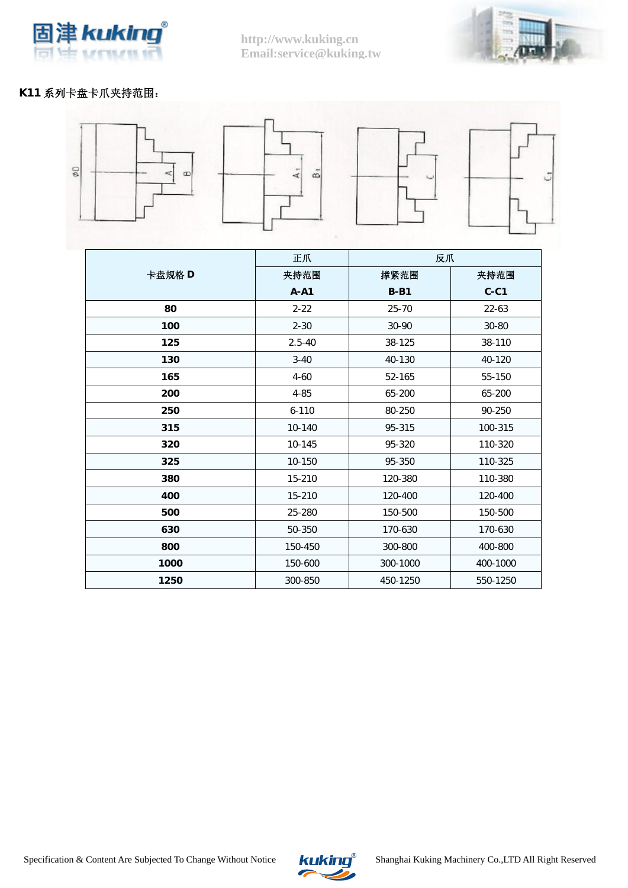**K11** 系列卡盘卡爪夹持范围：

| 卡盘规格 D | 正爪 | 反爪 | |
|---|---|---|---|
| | 夹持范围 **A-A1** | 撑紧范围 **B-B1** | 夹持范围 **C-C1** |
| **80** | 2-22 | 25-70 | 22-63 |
| **100** | 2-30 | 30-90 | 30-80 |
| **125** | 2.5-40 | 38-125 | 38-110 |
| **130** | 3-40 | 40-130 | 40-120 |
| **165** | 4-60 | 52-165 | 55-150 |
| **200** | 4-85 | 65-200 | 65-200 |
| **250** | 6-110 | 80-250 | 90-250 |
| **315** | 10-140 | 95-315 | 100-315 |
| **320** | 10-145 | 95-320 | 110-320 |
| **325** | 10-150 | 95-350 | 110-325 |
| **380** | 15-210 | 120-380 | 110-380 |
| **400** | 15-210 | 120-400 | 120-400 |
| **500** | 25-280 | 150-500 | 150-500 |
| **630** | 50-350 | 170-630 | 170-630 |
| **800** | 150-450 | 300-800 | 400-800 |
| **1000** | 150-600 | 300-1000 | 400-1000 |
| **1250** | 300-850 | 450-1250 | 550-1250 |